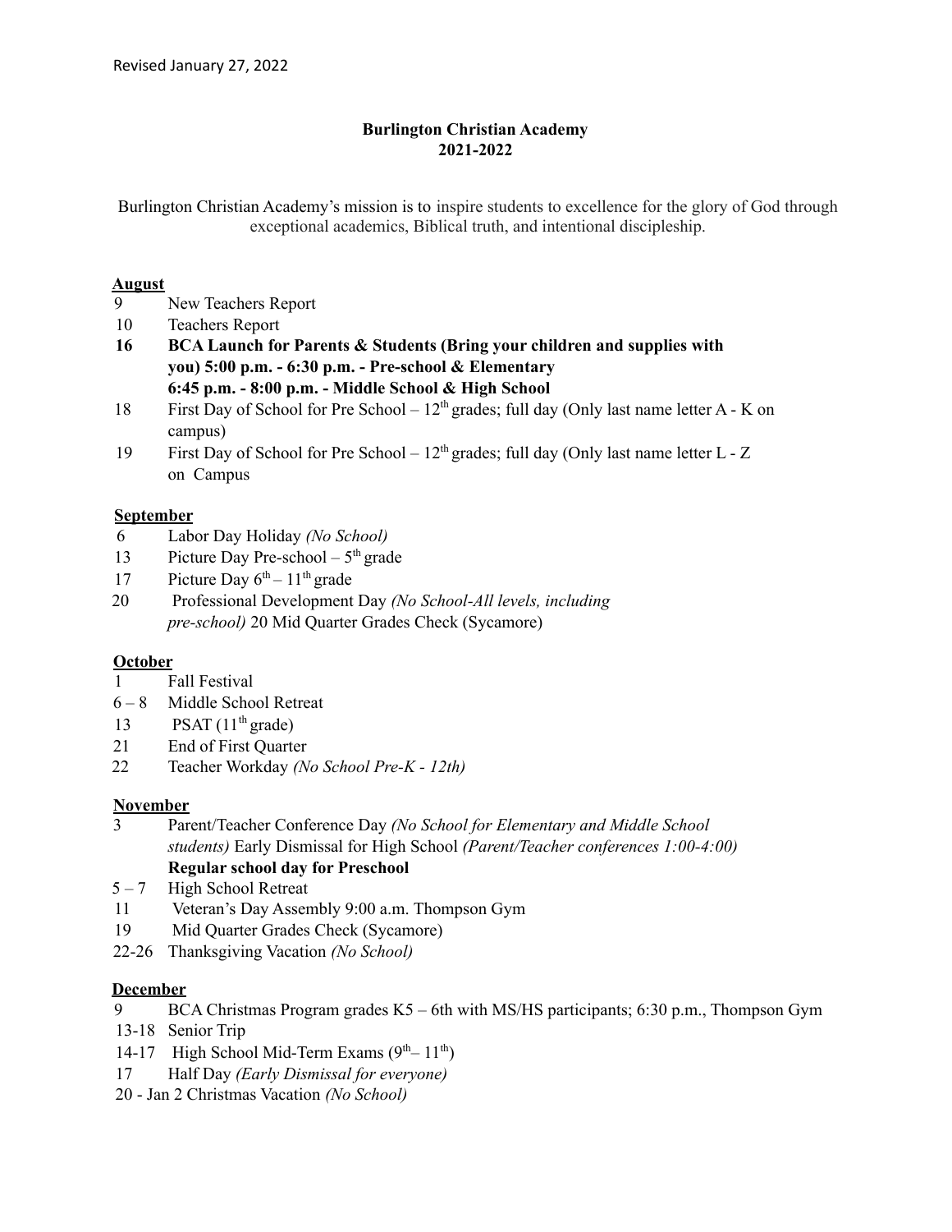Revised January 27, 2022

**Burlington Christian Academy**
**2021-2022**

Burlington Christian Academy's mission is to inspire students to excellence for the glory of God through exceptional academics, Biblical truth, and intentional discipleship.

**<u>August</u>**

- 9 New Teachers Report
- 10 Teachers Report
- **16 BCA Launch for Parents & Students (Bring your children and supplies with you) 5:00 p.m. - 6:30 p.m. - Pre-school & Elementary 6:45 p.m. - 8:00 p.m. - Middle School & High School**
- 18 First Day of School for Pre School – 12th grades; full day (Only last name letter A - K on campus)
- 19 First Day of School for Pre School – 12th grades; full day (Only last name letter L - Z on Campus

**<u>September</u>**

- 6 Labor Day Holiday *(No School)*
- 13 Picture Day Pre-school – 5th grade
- 17 Picture Day 6th – 11th grade
- 20 Professional Development Day *(No School-All levels, including pre-school)* 20 Mid Quarter Grades Check (Sycamore)

**<u>October</u>**

- 1 Fall Festival
- 6 – 8 Middle School Retreat
- 13 PSAT (11th grade)
- 21 End of First Quarter
- 22 Teacher Workday *(No School Pre-K - 12th)*

**<u>November</u>**

- 3 Parent/Teacher Conference Day *(No School for Elementary and Middle School students)* Early Dismissal for High School *(Parent/Teacher conferences 1:00-4:00)* **Regular school day for Preschool**
- 5 – 7 High School Retreat
- 11 Veteran's Day Assembly 9:00 a.m. Thompson Gym
- 19 Mid Quarter Grades Check (Sycamore)
- 22-26 Thanksgiving Vacation *(No School)*

**<u>December</u>**

- 9 BCA Christmas Program grades K5 – 6th with MS/HS participants; 6:30 p.m., Thompson Gym
- 13-18 Senior Trip
- 14-17 High School Mid-Term Exams (9th– 11th)
- 17 Half Day *(Early Dismissal for everyone)*
- 20 - Jan 2 Christmas Vacation *(No School)*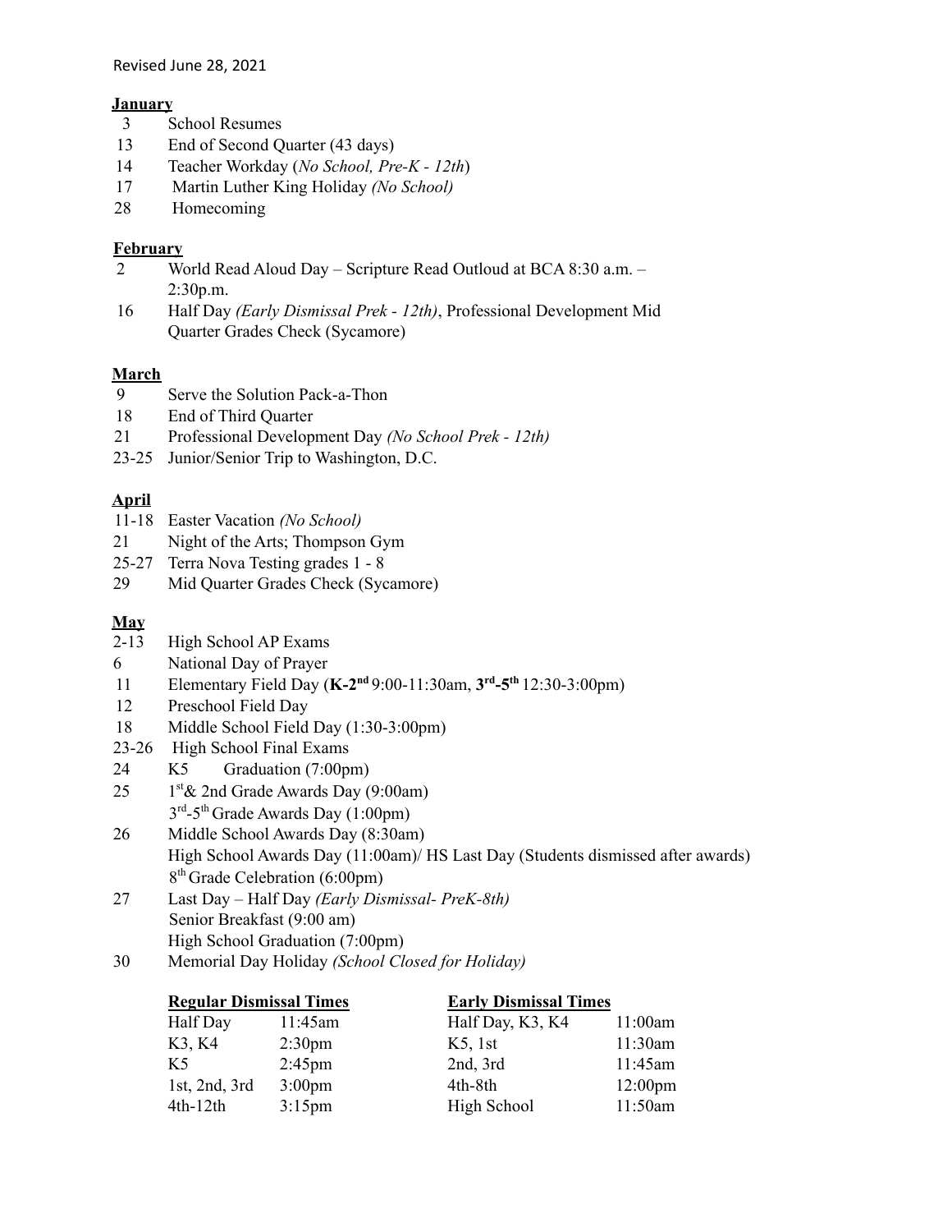Revised June 28, 2021

**January**

| | |
|---|---|
| 3 | School Resumes |
| 13 | End of Second Quarter (43 days) |
| 14 | Teacher Workday (*No School, Pre-K - 12th*) |
| 17 | Martin Luther King Holiday *(No School)* |
| 28 | Homecoming |

**February**

| | |
|---|---|
| 2 | World Read Aloud Day – Scripture Read Outloud at BCA 8:30 a.m. – 2:30p.m. |
| 16 | Half Day *(Early Dismissal Prek - 12th)*, Professional Development Mid Quarter Grades Check (Sycamore) |

**March**

| | |
|---|---|
| 9 | Serve the Solution Pack-a-Thon |
| 18 | End of Third Quarter |
| 21 | Professional Development Day *(No School Prek - 12th)* |
| 23-25 | Junior/Senior Trip to Washington, D.C. |

**April**

| | |
|---|---|
| 11-18 | Easter Vacation *(No School)* |
| 21 | Night of the Arts; Thompson Gym |
| 25-27 | Terra Nova Testing grades 1 - 8 |
| 29 | Mid Quarter Grades Check (Sycamore) |

**May**

| | |
|---|---|
| 2-13 | High School AP Exams |
| 6 | National Day of Prayer |
| 11 | Elementary Field Day (**K-2nd** 9:00-11:30am, **3rd-5th** 12:30-3:00pm) |
| 12 | Preschool Field Day |
| 18 | Middle School Field Day (1:30-3:00pm) |
| 23-26 | High School Final Exams |
| 24 | K5 Graduation (7:00pm) |
| 25 | 1st & 2nd Grade Awards Day (9:00am)<br>3rd-5th Grade Awards Day (1:00pm) |
| 26 | Middle School Awards Day (8:30am)<br>High School Awards Day (11:00am)/ HS Last Day (Students dismissed after awards)<br>8th Grade Celebration (6:00pm) |
| 27 | Last Day – Half Day *(Early Dismissal- PreK-8th)*<br>Senior Breakfast (9:00 am)<br>High School Graduation (7:00pm) |
| 30 | Memorial Day Holiday *(School Closed for Holiday)* |

**Regular Dismissal Times**

| | |
|---|---|
| Half Day | 11:45am |
| K3, K4 | 2:30pm |
| K5 | 2:45pm |
| 1st, 2nd, 3rd | 3:00pm |
| 4th-12th | 3:15pm |

**Early Dismissal Times**

| | |
|---|---|
| Half Day, K3, K4 | 11:00am |
| K5, 1st | 11:30am |
| 2nd, 3rd | 11:45am |
| 4th-8th | 12:00pm |
| High School | 11:50am |